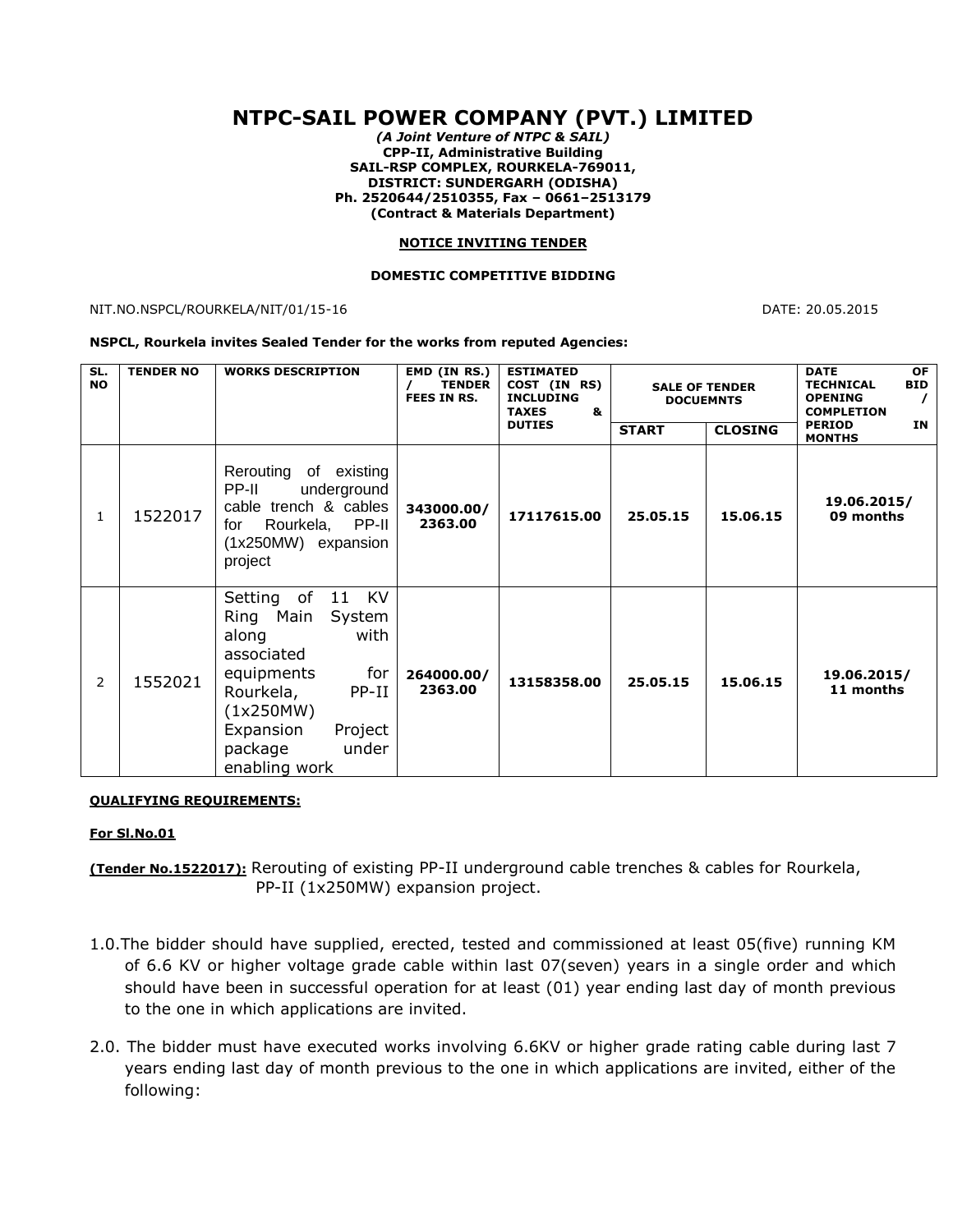# NTPC-SAIL POWER COMPANY (PVT.) LIMITED

***(A Joint Venture of NTPC & SAIL)***
**CPP-II, Administrative Building**
**SAIL-RSP COMPLEX, ROURKELA-769011,**
**DISTRICT: SUNDERGARH (ODISHA)**
**Ph. 2520644/2510355, Fax – 0661–2513179**
**(Contract & Materials Department)**

**NOTICE INVITING TENDER**

**DOMESTIC COMPETITIVE BIDDING**

NIT.NO.NSPCL/ROURKELA/NIT/01/15-16 DATE: 20.05.2015

**NSPCL, Rourkela invites Sealed Tender for the works from reputed Agencies:**

| SL. NO | TENDER NO | WORKS DESCRIPTION | EMD (IN RS.) / TENDER FEES IN RS. | ESTIMATED COST (IN RS) INCLUDING TAXES & DUTIES | SALE OF TENDER DOCUEMNTS | | DATE OF TECHNICAL BID OPENING / COMPLETION PERIOD IN MONTHS |
|---|---|---|---|---|---|---|---|
| | | | | | START | CLOSING | |
| 1 | 1522017 | Rerouting of existing PP-II underground cable trench & cables for Rourkela, PP-II (1x250MW) expansion project | 343000.00/ 2363.00 | 17117615.00 | 25.05.15 | 15.06.15 | 19.06.2015/ 09 months |
| 2 | 1552021 | Setting of 11 KV Ring Main System along with associated equipments for Rourkela, PP-II (1x250MW) Expansion Project package under enabling work | 264000.00/ 2363.00 | 13158358.00 | 25.05.15 | 15.06.15 | 19.06.2015/ 11 months |

**QUALIFYING REQUIREMENTS:**

**For Sl.No.01**

**(Tender No.1522017):** Rerouting of existing PP-II underground cable trenches & cables for Rourkela, PP-II (1x250MW) expansion project.

1.0. The bidder should have supplied, erected, tested and commissioned at least 05(five) running KM of 6.6 KV or higher voltage grade cable within last 07(seven) years in a single order and which should have been in successful operation for at least (01) year ending last day of month previous to the one in which applications are invited.

2.0. The bidder must have executed works involving 6.6KV or higher grade rating cable during last 7 years ending last day of month previous to the one in which applications are invited, either of the following: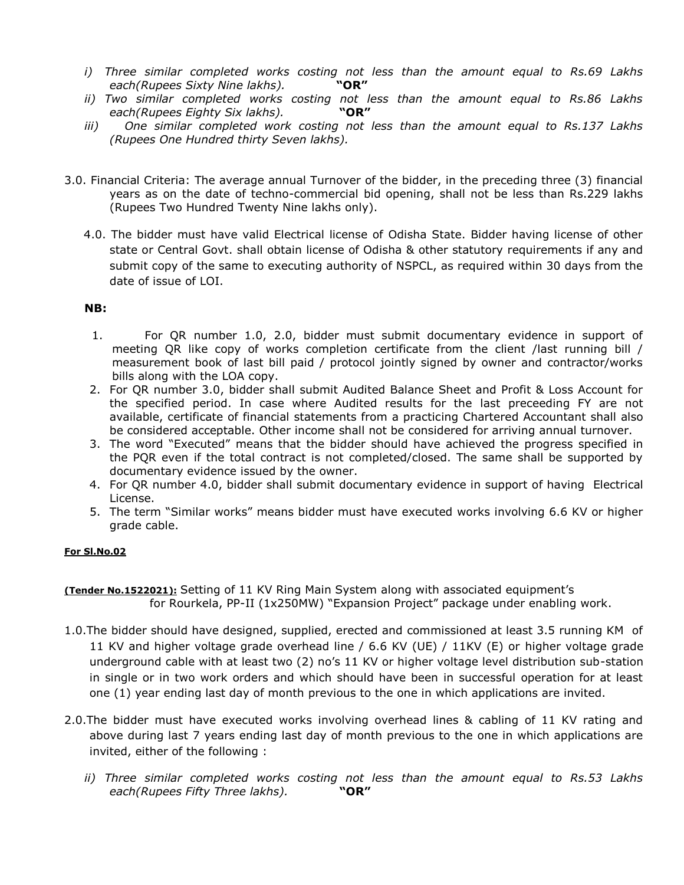*i) Three similar completed works costing not less than the amount equal to Rs.69 Lakhs each(Rupees Sixty Nine lakhs).* **"OR"**

*ii) Two similar completed works costing not less than the amount equal to Rs.86 Lakhs each(Rupees Eighty Six lakhs).* **"OR"**

*iii) One similar completed work costing not less than the amount equal to Rs.137 Lakhs (Rupees One Hundred thirty Seven lakhs).*

3.0. Financial Criteria: The average annual Turnover of the bidder, in the preceding three (3) financial years as on the date of techno-commercial bid opening, shall not be less than Rs.229 lakhs (Rupees Two Hundred Twenty Nine lakhs only).

4.0. The bidder must have valid Electrical license of Odisha State. Bidder having license of other state or Central Govt. shall obtain license of Odisha & other statutory requirements if any and submit copy of the same to executing authority of NSPCL, as required within 30 days from the date of issue of LOI.

**NB:**

1. For QR number 1.0, 2.0, bidder must submit documentary evidence in support of meeting QR like copy of works completion certificate from the client /last running bill / measurement book of last bill paid / protocol jointly signed by owner and contractor/works bills along with the LOA copy.
2. For QR number 3.0, bidder shall submit Audited Balance Sheet and Profit & Loss Account for the specified period. In case where Audited results for the last preceeding FY are not available, certificate of financial statements from a practicing Chartered Accountant shall also be considered acceptable. Other income shall not be considered for arriving annual turnover.
3. The word "Executed" means that the bidder should have achieved the progress specified in the PQR even if the total contract is not completed/closed. The same shall be supported by documentary evidence issued by the owner.
4. For QR number 4.0, bidder shall submit documentary evidence in support of having Electrical License.
5. The term "Similar works" means bidder must have executed works involving 6.6 KV or higher grade cable.

**For Sl.No.02**

**(Tender No.1522021):** Setting of 11 KV Ring Main System along with associated equipment's for Rourkela, PP-II (1x250MW) "Expansion Project" package under enabling work.

1.0. The bidder should have designed, supplied, erected and commissioned at least 3.5 running KM of 11 KV and higher voltage grade overhead line / 6.6 KV (UE) / 11KV (E) or higher voltage grade underground cable with at least two (2) no's 11 KV or higher voltage level distribution sub-station in single or in two work orders and which should have been in successful operation for at least one (1) year ending last day of month previous to the one in which applications are invited.

2.0. The bidder must have executed works involving overhead lines & cabling of 11 KV rating and above during last 7 years ending last day of month previous to the one in which applications are invited, either of the following :

*ii) Three similar completed works costing not less than the amount equal to Rs.53 Lakhs each(Rupees Fifty Three lakhs).* **"OR"**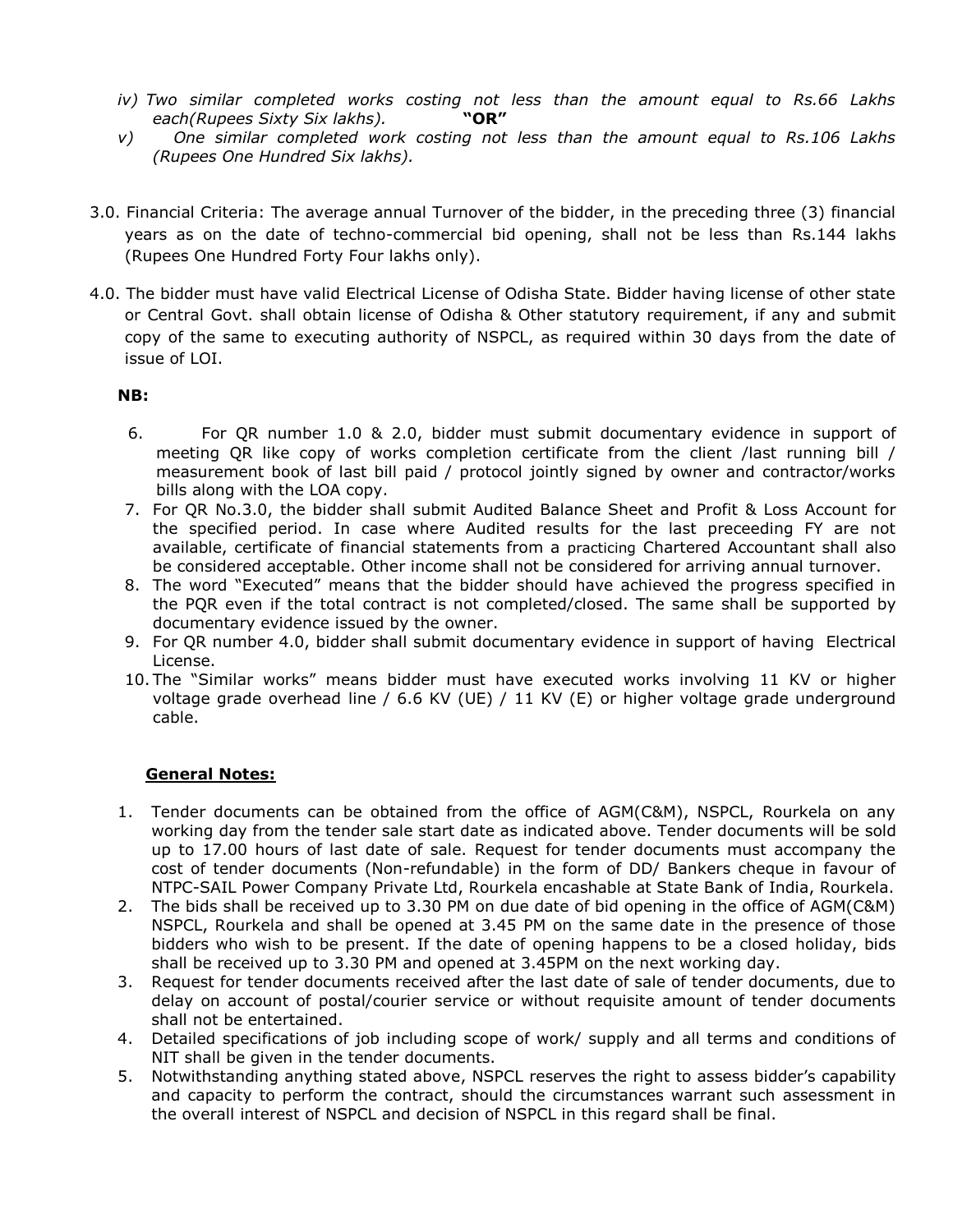*iv) Two similar completed works costing not less than the amount equal to Rs.66 Lakhs each(Rupees Sixty Six lakhs).* **"OR"**

*v) One similar completed work costing not less than the amount equal to Rs.106 Lakhs (Rupees One Hundred Six lakhs).*

3.0. Financial Criteria: The average annual Turnover of the bidder, in the preceding three (3) financial years as on the date of techno-commercial bid opening, shall not be less than Rs.144 lakhs (Rupees One Hundred Forty Four lakhs only).

4.0. The bidder must have valid Electrical License of Odisha State. Bidder having license of other state or Central Govt. shall obtain license of Odisha & Other statutory requirement, if any and submit copy of the same to executing authority of NSPCL, as required within 30 days from the date of issue of LOI.

**NB:**

6. For QR number 1.0 & 2.0, bidder must submit documentary evidence in support of meeting QR like copy of works completion certificate from the client /last running bill / measurement book of last bill paid / protocol jointly signed by owner and contractor/works bills along with the LOA copy.
7. For QR No.3.0, the bidder shall submit Audited Balance Sheet and Profit & Loss Account for the specified period. In case where Audited results for the last preceeding FY are not available, certificate of financial statements from a practicing Chartered Accountant shall also be considered acceptable. Other income shall not be considered for arriving annual turnover.
8. The word "Executed" means that the bidder should have achieved the progress specified in the PQR even if the total contract is not completed/closed. The same shall be supported by documentary evidence issued by the owner.
9. For QR number 4.0, bidder shall submit documentary evidence in support of having Electrical License.
10. The "Similar works" means bidder must have executed works involving 11 KV or higher voltage grade overhead line / 6.6 KV (UE) / 11 KV (E) or higher voltage grade underground cable.

**General Notes:**

1. Tender documents can be obtained from the office of AGM(C&M), NSPCL, Rourkela on any working day from the tender sale start date as indicated above. Tender documents will be sold up to 17.00 hours of last date of sale. Request for tender documents must accompany the cost of tender documents (Non-refundable) in the form of DD/ Bankers cheque in favour of NTPC-SAIL Power Company Private Ltd, Rourkela encashable at State Bank of India, Rourkela.
2. The bids shall be received up to 3.30 PM on due date of bid opening in the office of AGM(C&M) NSPCL, Rourkela and shall be opened at 3.45 PM on the same date in the presence of those bidders who wish to be present. If the date of opening happens to be a closed holiday, bids shall be received up to 3.30 PM and opened at 3.45PM on the next working day.
3. Request for tender documents received after the last date of sale of tender documents, due to delay on account of postal/courier service or without requisite amount of tender documents shall not be entertained.
4. Detailed specifications of job including scope of work/ supply and all terms and conditions of NIT shall be given in the tender documents.
5. Notwithstanding anything stated above, NSPCL reserves the right to assess bidder's capability and capacity to perform the contract, should the circumstances warrant such assessment in the overall interest of NSPCL and decision of NSPCL in this regard shall be final.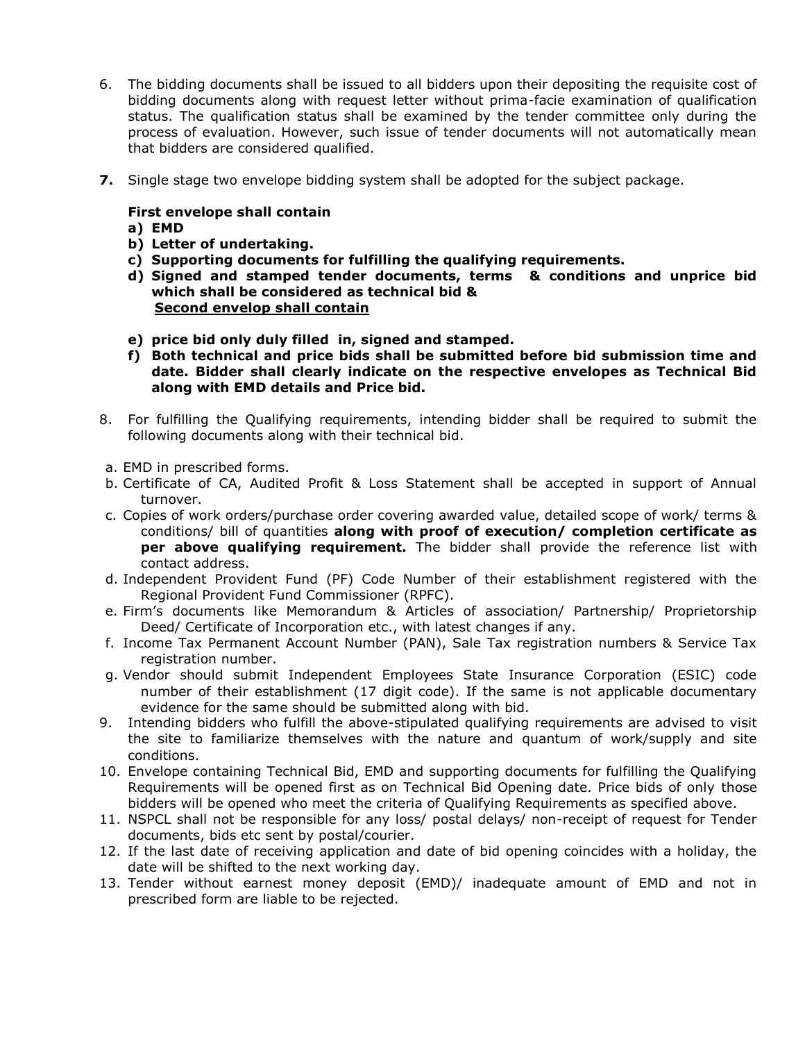6. The bidding documents shall be issued to all bidders upon their depositing the requisite cost of bidding documents along with request letter without prima-facie examination of qualification status. The qualification status shall be examined by the tender committee only during the process of evaluation. However, such issue of tender documents will not automatically mean that bidders are considered qualified.

**7.** Single stage two envelope bidding system shall be adopted for the subject package.

**First envelope shall contain**

**a) EMD**

**b) Letter of undertaking.**

**c) Supporting documents for fulfilling the qualifying requirements.**

**d) Signed and stamped tender documents, terms & conditions and unprice bid which shall be considered as technical bid &**

**<u>Second envelop shall contain</u>**

**e) price bid only duly filled in, signed and stamped.**

**f) Both technical and price bids shall be submitted before bid submission time and date. Bidder shall clearly indicate on the respective envelopes as Technical Bid along with EMD details and Price bid.**

8. For fulfilling the Qualifying requirements, intending bidder shall be required to submit the following documents along with their technical bid.

a. EMD in prescribed forms.

b. Certificate of CA, Audited Profit & Loss Statement shall be accepted in support of Annual turnover.

c. Copies of work orders/purchase order covering awarded value, detailed scope of work/ terms & conditions/ bill of quantities **along with proof of execution/ completion certificate as per above qualifying requirement.** The bidder shall provide the reference list with contact address.

d. Independent Provident Fund (PF) Code Number of their establishment registered with the Regional Provident Fund Commissioner (RPFC).

e. Firm's documents like Memorandum & Articles of association/ Partnership/ Proprietorship Deed/ Certificate of Incorporation etc., with latest changes if any.

f. Income Tax Permanent Account Number (PAN), Sale Tax registration numbers & Service Tax registration number.

g. Vendor should submit Independent Employees State Insurance Corporation (ESIC) code number of their establishment (17 digit code). If the same is not applicable documentary evidence for the same should be submitted along with bid.

9. Intending bidders who fulfill the above-stipulated qualifying requirements are advised to visit the site to familiarize themselves with the nature and quantum of work/supply and site conditions.

10. Envelope containing Technical Bid, EMD and supporting documents for fulfilling the Qualifying Requirements will be opened first as on Technical Bid Opening date. Price bids of only those bidders will be opened who meet the criteria of Qualifying Requirements as specified above.

11. NSPCL shall not be responsible for any loss/ postal delays/ non-receipt of request for Tender documents, bids etc sent by postal/courier.

12. If the last date of receiving application and date of bid opening coincides with a holiday, the date will be shifted to the next working day.

13. Tender without earnest money deposit (EMD)/ inadequate amount of EMD and not in prescribed form are liable to be rejected.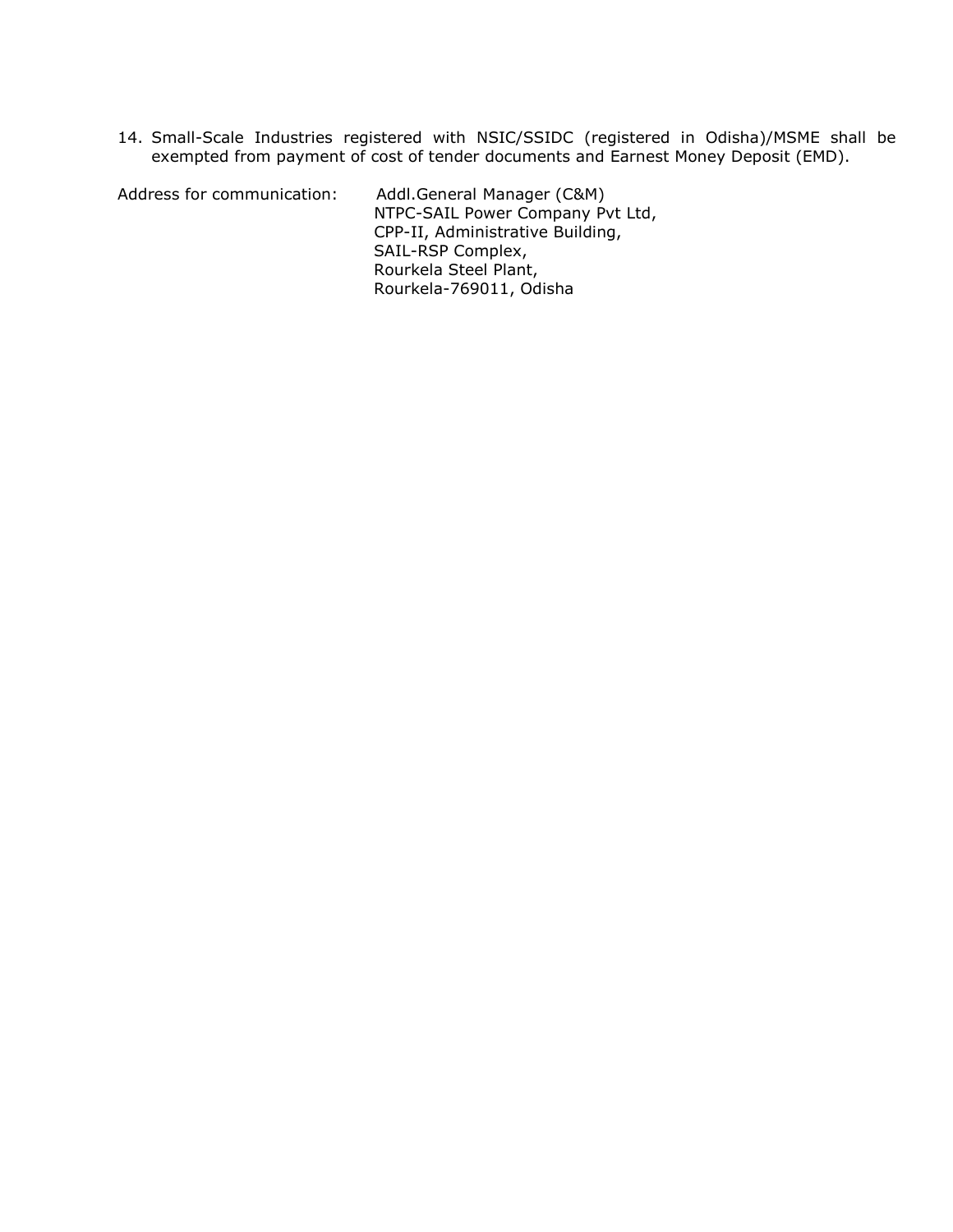14. Small-Scale Industries registered with NSIC/SSIDC (registered in Odisha)/MSME shall be exempted from payment of cost of tender documents and Earnest Money Deposit (EMD).

Address for communication:

Addl.General Manager (C&M)
NTPC-SAIL Power Company Pvt Ltd,
CPP-II, Administrative Building,
SAIL-RSP Complex,
Rourkela Steel Plant,
Rourkela-769011, Odisha